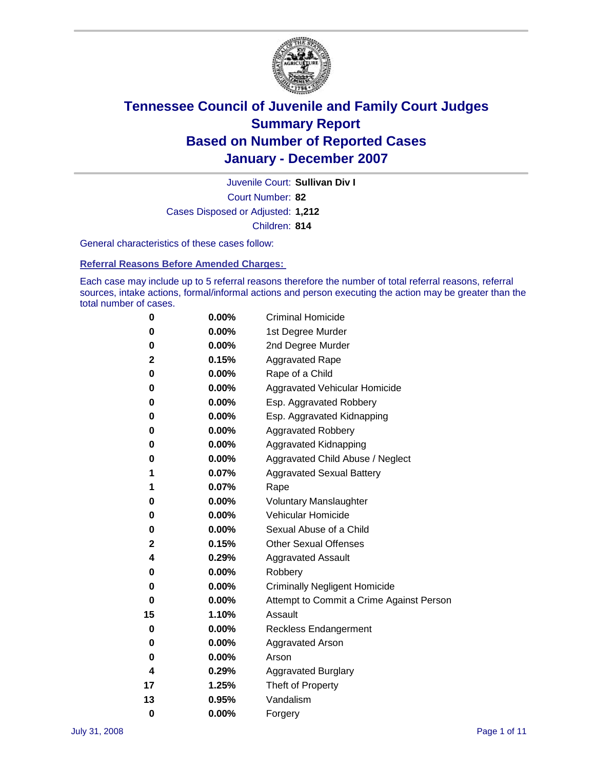# Tennessee Council of Juvenile and Family Court Judges
## Summary Report
## Based on Number of Reported Cases
## January - December 2007

Juvenile Court: **Sullivan Div I**

Court Number: **82**

Cases Disposed or Adjusted: **1,212**

Children: **814**

General characteristics of these cases follow:

### Referral Reasons Before Amended Charges:

Each case may include up to 5 referral reasons therefore the number of total referral reasons, referral sources, intake actions, formal/informal actions and person executing the action may be greater than the total number of cases.

| | | |
|---|---|---|
| 0 | 0.00% | Criminal Homicide |
| 0 | 0.00% | 1st Degree Murder |
| 0 | 0.00% | 2nd Degree Murder |
| 2 | 0.15% | Aggravated Rape |
| 0 | 0.00% | Rape of a Child |
| 0 | 0.00% | Aggravated Vehicular Homicide |
| 0 | 0.00% | Esp. Aggravated Robbery |
| 0 | 0.00% | Esp. Aggravated Kidnapping |
| 0 | 0.00% | Aggravated Robbery |
| 0 | 0.00% | Aggravated Kidnapping |
| 0 | 0.00% | Aggravated Child Abuse / Neglect |
| 1 | 0.07% | Aggravated Sexual Battery |
| 1 | 0.07% | Rape |
| 0 | 0.00% | Voluntary Manslaughter |
| 0 | 0.00% | Vehicular Homicide |
| 0 | 0.00% | Sexual Abuse of a Child |
| 2 | 0.15% | Other Sexual Offenses |
| 4 | 0.29% | Aggravated Assault |
| 0 | 0.00% | Robbery |
| 0 | 0.00% | Criminally Negligent Homicide |
| 0 | 0.00% | Attempt to Commit a Crime Against Person |
| 15 | 1.10% | Assault |
| 0 | 0.00% | Reckless Endangerment |
| 0 | 0.00% | Aggravated Arson |
| 0 | 0.00% | Arson |
| 4 | 0.29% | Aggravated Burglary |
| 17 | 1.25% | Theft of Property |
| 13 | 0.95% | Vandalism |
| 0 | 0.00% | Forgery |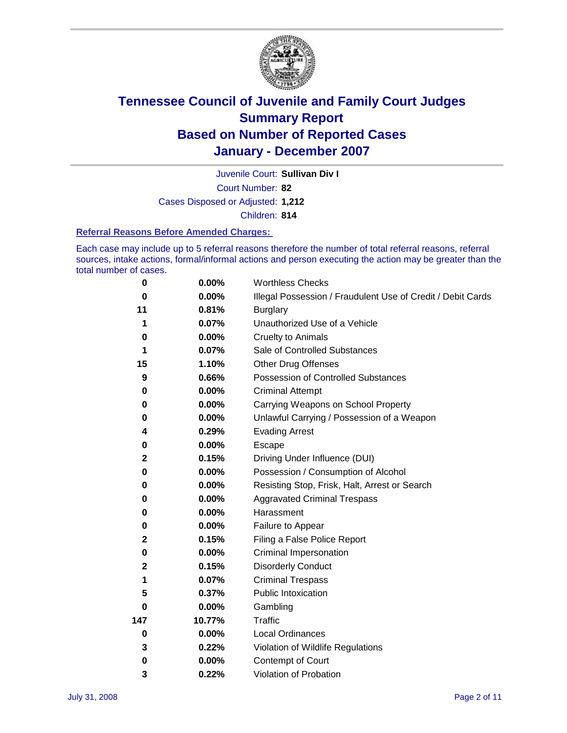# Tennessee Council of Juvenile and Family Court Judges
## Summary Report
## Based on Number of Reported Cases
## January - December 2007

Juvenile Court: **Sullivan Div I**

Court Number: **82**

Cases Disposed or Adjusted: **1,212**

Children: **814**

### Referral Reasons Before Amended Charges:

Each case may include up to 5 referral reasons therefore the number of total referral reasons, referral sources, intake actions, formal/informal actions and person executing the action may be greater than the total number of cases.

| | | |
|---|---|---|
| 0 | 0.00% | Worthless Checks |
| 0 | 0.00% | Illegal Possession / Fraudulent Use of Credit / Debit Cards |
| 11 | 0.81% | Burglary |
| 1 | 0.07% | Unauthorized Use of a Vehicle |
| 0 | 0.00% | Cruelty to Animals |
| 1 | 0.07% | Sale of Controlled Substances |
| 15 | 1.10% | Other Drug Offenses |
| 9 | 0.66% | Possession of Controlled Substances |
| 0 | 0.00% | Criminal Attempt |
| 0 | 0.00% | Carrying Weapons on School Property |
| 0 | 0.00% | Unlawful Carrying / Possession of a Weapon |
| 4 | 0.29% | Evading Arrest |
| 0 | 0.00% | Escape |
| 2 | 0.15% | Driving Under Influence (DUI) |
| 0 | 0.00% | Possession / Consumption of Alcohol |
| 0 | 0.00% | Resisting Stop, Frisk, Halt, Arrest or Search |
| 0 | 0.00% | Aggravated Criminal Trespass |
| 0 | 0.00% | Harassment |
| 0 | 0.00% | Failure to Appear |
| 2 | 0.15% | Filing a False Police Report |
| 0 | 0.00% | Criminal Impersonation |
| 2 | 0.15% | Disorderly Conduct |
| 1 | 0.07% | Criminal Trespass |
| 5 | 0.37% | Public Intoxication |
| 0 | 0.00% | Gambling |
| 147 | 10.77% | Traffic |
| 0 | 0.00% | Local Ordinances |
| 3 | 0.22% | Violation of Wildlife Regulations |
| 0 | 0.00% | Contempt of Court |
| 3 | 0.22% | Violation of Probation |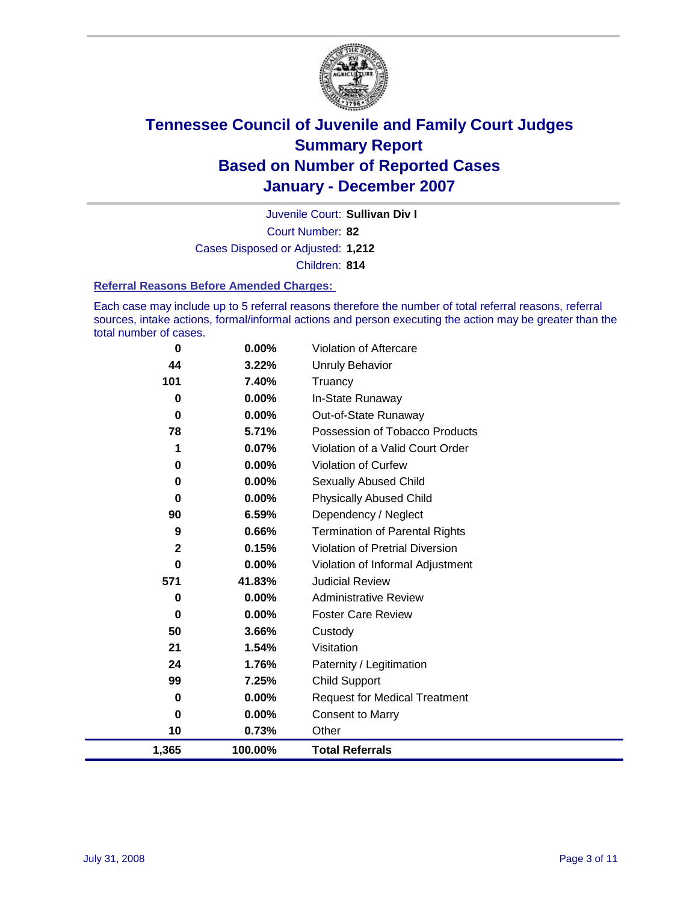# Tennessee Council of Juvenile and Family Court Judges
## Summary Report
## Based on Number of Reported Cases
## January - December 2007

Juvenile Court: **Sullivan Div I**

Court Number: **82**

Cases Disposed or Adjusted: **1,212**

Children: **814**

### Referral Reasons Before Amended Charges:

Each case may include up to 5 referral reasons therefore the number of total referral reasons, referral sources, intake actions, formal/informal actions and person executing the action may be greater than the total number of cases.

| Count | Percent | Referral Reason |
|---|---|---|
| 0 | 0.00% | Violation of Aftercare |
| 44 | 3.22% | Unruly Behavior |
| 101 | 7.40% | Truancy |
| 0 | 0.00% | In-State Runaway |
| 0 | 0.00% | Out-of-State Runaway |
| 78 | 5.71% | Possession of Tobacco Products |
| 1 | 0.07% | Violation of a Valid Court Order |
| 0 | 0.00% | Violation of Curfew |
| 0 | 0.00% | Sexually Abused Child |
| 0 | 0.00% | Physically Abused Child |
| 90 | 6.59% | Dependency / Neglect |
| 9 | 0.66% | Termination of Parental Rights |
| 2 | 0.15% | Violation of Pretrial Diversion |
| 0 | 0.00% | Violation of Informal Adjustment |
| 571 | 41.83% | Judicial Review |
| 0 | 0.00% | Administrative Review |
| 0 | 0.00% | Foster Care Review |
| 50 | 3.66% | Custody |
| 21 | 1.54% | Visitation |
| 24 | 1.76% | Paternity / Legitimation |
| 99 | 7.25% | Child Support |
| 0 | 0.00% | Request for Medical Treatment |
| 0 | 0.00% | Consent to Marry |
| 10 | 0.73% | Other |
| **1,365** | **100.00%** | **Total Referrals** |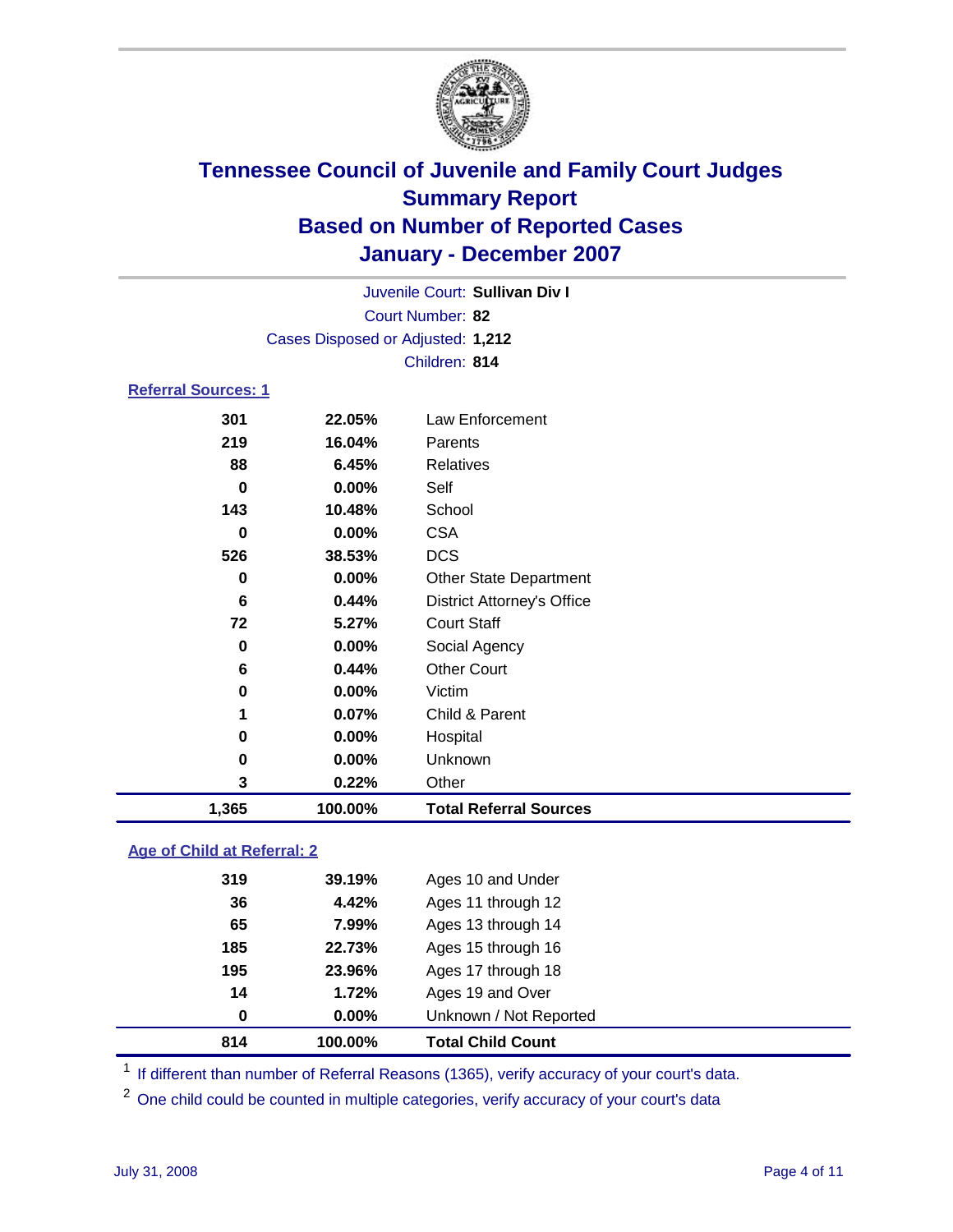# Tennessee Council of Juvenile and Family Court Judges
## Summary Report
## Based on Number of Reported Cases
## January - December 2007

Juvenile Court: **Sullivan Div I**
Court Number: **82**
Cases Disposed or Adjusted: **1,212**
Children: **814**

### Referral Sources: 1

| Count | Percent | Source |
|---|---|---|
| 301 | 22.05% | Law Enforcement |
| 219 | 16.04% | Parents |
| 88 | 6.45% | Relatives |
| 0 | 0.00% | Self |
| 143 | 10.48% | School |
| 0 | 0.00% | CSA |
| 526 | 38.53% | DCS |
| 0 | 0.00% | Other State Department |
| 6 | 0.44% | District Attorney's Office |
| 72 | 5.27% | Court Staff |
| 0 | 0.00% | Social Agency |
| 6 | 0.44% | Other Court |
| 0 | 0.00% | Victim |
| 1 | 0.07% | Child & Parent |
| 0 | 0.00% | Hospital |
| 0 | 0.00% | Unknown |
| 3 | 0.22% | Other |
| **1,365** | **100.00%** | **Total Referral Sources** |

### Age of Child at Referral: 2

| Count | Percent | Age |
|---|---|---|
| 319 | 39.19% | Ages 10 and Under |
| 36 | 4.42% | Ages 11 through 12 |
| 65 | 7.99% | Ages 13 through 14 |
| 185 | 22.73% | Ages 15 through 16 |
| 195 | 23.96% | Ages 17 through 18 |
| 14 | 1.72% | Ages 19 and Over |
| 0 | 0.00% | Unknown / Not Reported |
| **814** | **100.00%** | **Total Child Count** |

[1] If different than number of Referral Reasons (1365), verify accuracy of your court's data.

[2] One child could be counted in multiple categories, verify accuracy of your court's data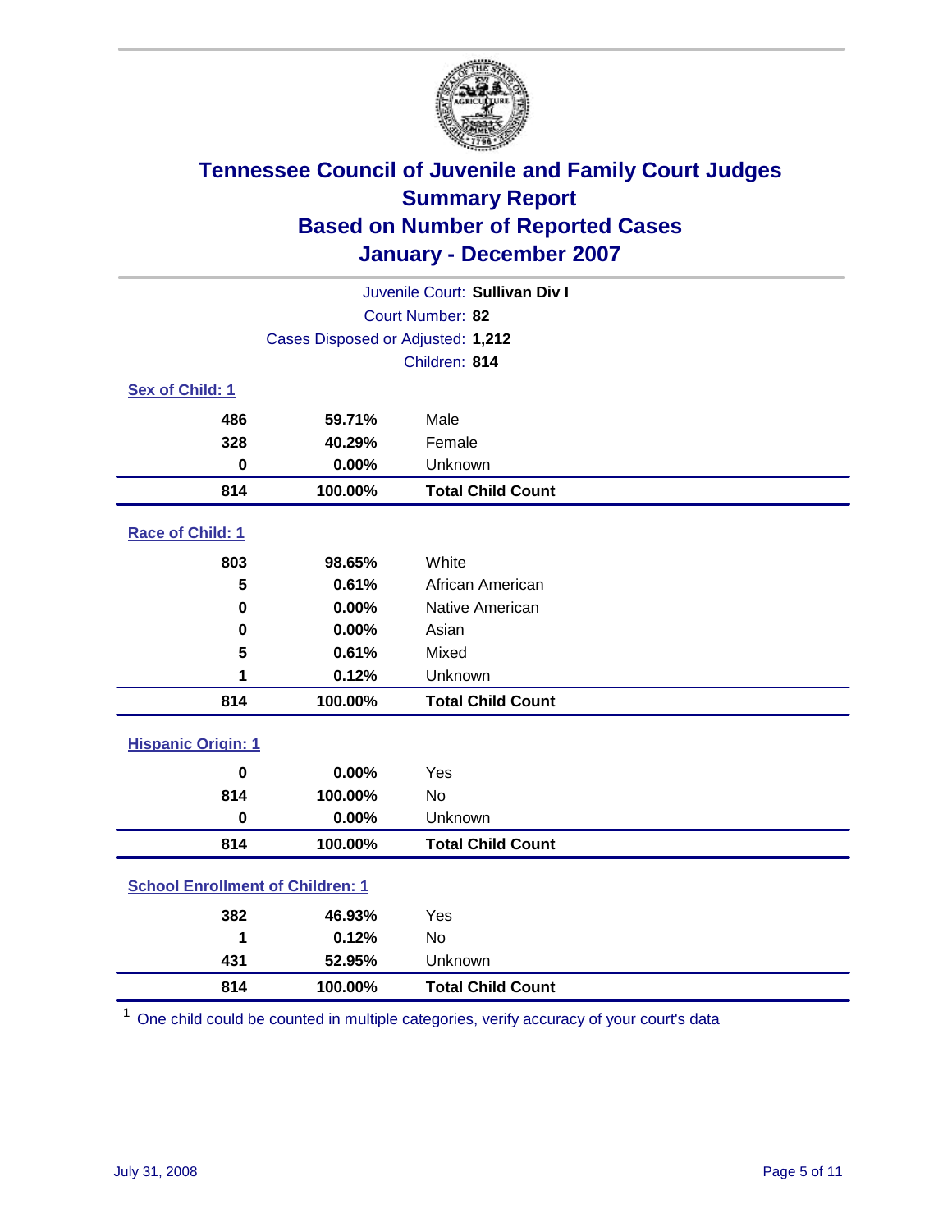# Tennessee Council of Juvenile and Family Court Judges
## Summary Report
## Based on Number of Reported Cases
## January - December 2007

Juvenile Court: **Sullivan Div I**
Court Number: **82**
Cases Disposed or Adjusted: **1,212**
Children: **814**

### Sex of Child: 1

| | | |
|---|---|---|
| 486 | 59.71% | Male |
| 328 | 40.29% | Female |
| 0 | 0.00% | Unknown |
| **814** | **100.00%** | **Total Child Count** |

### Race of Child: 1

| | | |
|---|---|---|
| 803 | 98.65% | White |
| 5 | 0.61% | African American |
| 0 | 0.00% | Native American |
| 0 | 0.00% | Asian |
| 5 | 0.61% | Mixed |
| 1 | 0.12% | Unknown |
| **814** | **100.00%** | **Total Child Count** |

### Hispanic Origin: 1

| | | |
|---|---|---|
| 0 | 0.00% | Yes |
| 814 | 100.00% | No |
| 0 | 0.00% | Unknown |
| **814** | **100.00%** | **Total Child Count** |

### School Enrollment of Children: 1

| | | |
|---|---|---|
| 382 | 46.93% | Yes |
| 1 | 0.12% | No |
| 431 | 52.95% | Unknown |
| **814** | **100.00%** | **Total Child Count** |

[1] One child could be counted in multiple categories, verify accuracy of your court's data

July 31, 2008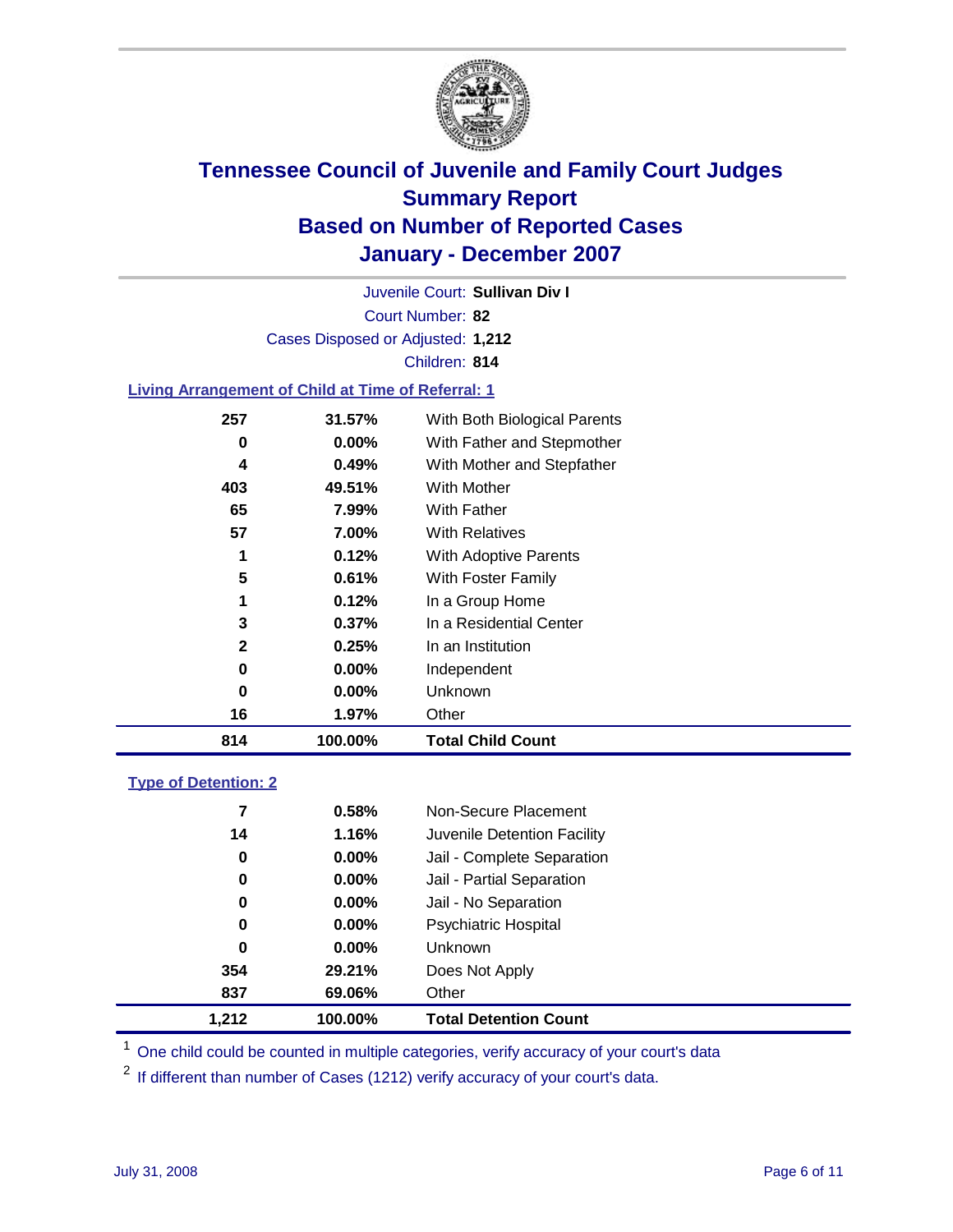# Tennessee Council of Juvenile and Family Court Judges
## Summary Report
## Based on Number of Reported Cases
## January - December 2007

Juvenile Court: **Sullivan Div I**

Court Number: **82**

Cases Disposed or Adjusted: **1,212**

Children: **814**

### Living Arrangement of Child at Time of Referral: 1

| Count | Percent | Category |
|---|---|---|
| 257 | 31.57% | With Both Biological Parents |
| 0 | 0.00% | With Father and Stepmother |
| 4 | 0.49% | With Mother and Stepfather |
| 403 | 49.51% | With Mother |
| 65 | 7.99% | With Father |
| 57 | 7.00% | With Relatives |
| 1 | 0.12% | With Adoptive Parents |
| 5 | 0.61% | With Foster Family |
| 1 | 0.12% | In a Group Home |
| 3 | 0.37% | In a Residential Center |
| 2 | 0.25% | In an Institution |
| 0 | 0.00% | Independent |
| 0 | 0.00% | Unknown |
| 16 | 1.97% | Other |
| **814** | **100.00%** | **Total Child Count** |

### Type of Detention: 2

| Count | Percent | Category |
|---|---|---|
| 7 | 0.58% | Non-Secure Placement |
| 14 | 1.16% | Juvenile Detention Facility |
| 0 | 0.00% | Jail - Complete Separation |
| 0 | 0.00% | Jail - Partial Separation |
| 0 | 0.00% | Jail - No Separation |
| 0 | 0.00% | Psychiatric Hospital |
| 0 | 0.00% | Unknown |
| 354 | 29.21% | Does Not Apply |
| 837 | 69.06% | Other |
| **1,212** | **100.00%** | **Total Detention Count** |

[1] One child could be counted in multiple categories, verify accuracy of your court's data

[2] If different than number of Cases (1212) verify accuracy of your court's data.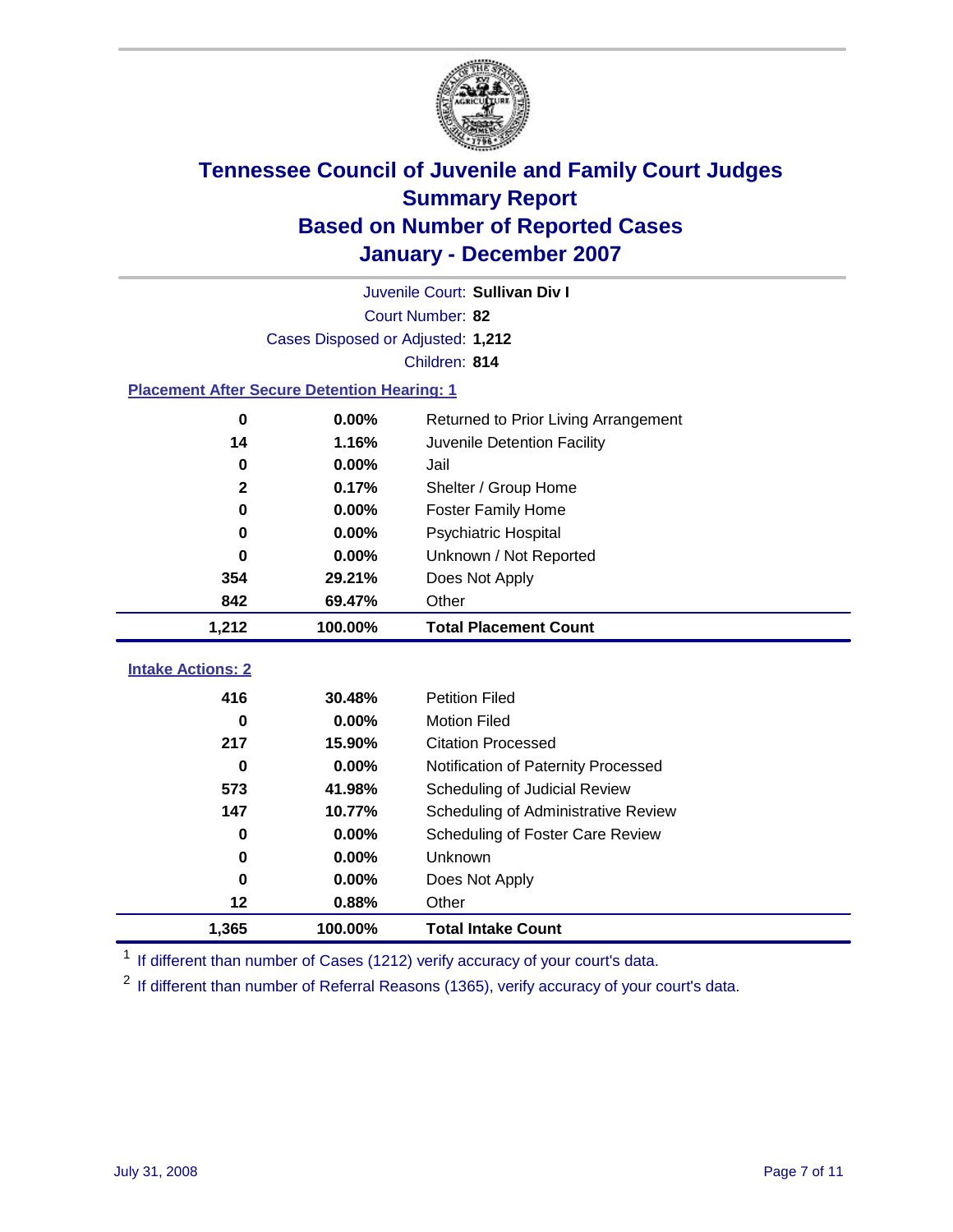# Tennessee Council of Juvenile and Family Court Judges
## Summary Report
## Based on Number of Reported Cases
## January - December 2007

Juvenile Court: **Sullivan Div I**

Court Number: **82**

Cases Disposed or Adjusted: **1,212**

Children: **814**

### Placement After Secure Detention Hearing: 1

| Count | Percent | Placement |
|---|---|---|
| 0 | 0.00% | Returned to Prior Living Arrangement |
| 14 | 1.16% | Juvenile Detention Facility |
| 0 | 0.00% | Jail |
| 2 | 0.17% | Shelter / Group Home |
| 0 | 0.00% | Foster Family Home |
| 0 | 0.00% | Psychiatric Hospital |
| 0 | 0.00% | Unknown / Not Reported |
| 354 | 29.21% | Does Not Apply |
| 842 | 69.47% | Other |
| **1,212** | **100.00%** | **Total Placement Count** |

### Intake Actions: 2

| Count | Percent | Intake Action |
|---|---|---|
| 416 | 30.48% | Petition Filed |
| 0 | 0.00% | Motion Filed |
| 217 | 15.90% | Citation Processed |
| 0 | 0.00% | Notification of Paternity Processed |
| 573 | 41.98% | Scheduling of Judicial Review |
| 147 | 10.77% | Scheduling of Administrative Review |
| 0 | 0.00% | Scheduling of Foster Care Review |
| 0 | 0.00% | Unknown |
| 0 | 0.00% | Does Not Apply |
| 12 | 0.88% | Other |
| **1,365** | **100.00%** | **Total Intake Count** |

[1] If different than number of Cases (1212) verify accuracy of your court's data.

[2] If different than number of Referral Reasons (1365), verify accuracy of your court's data.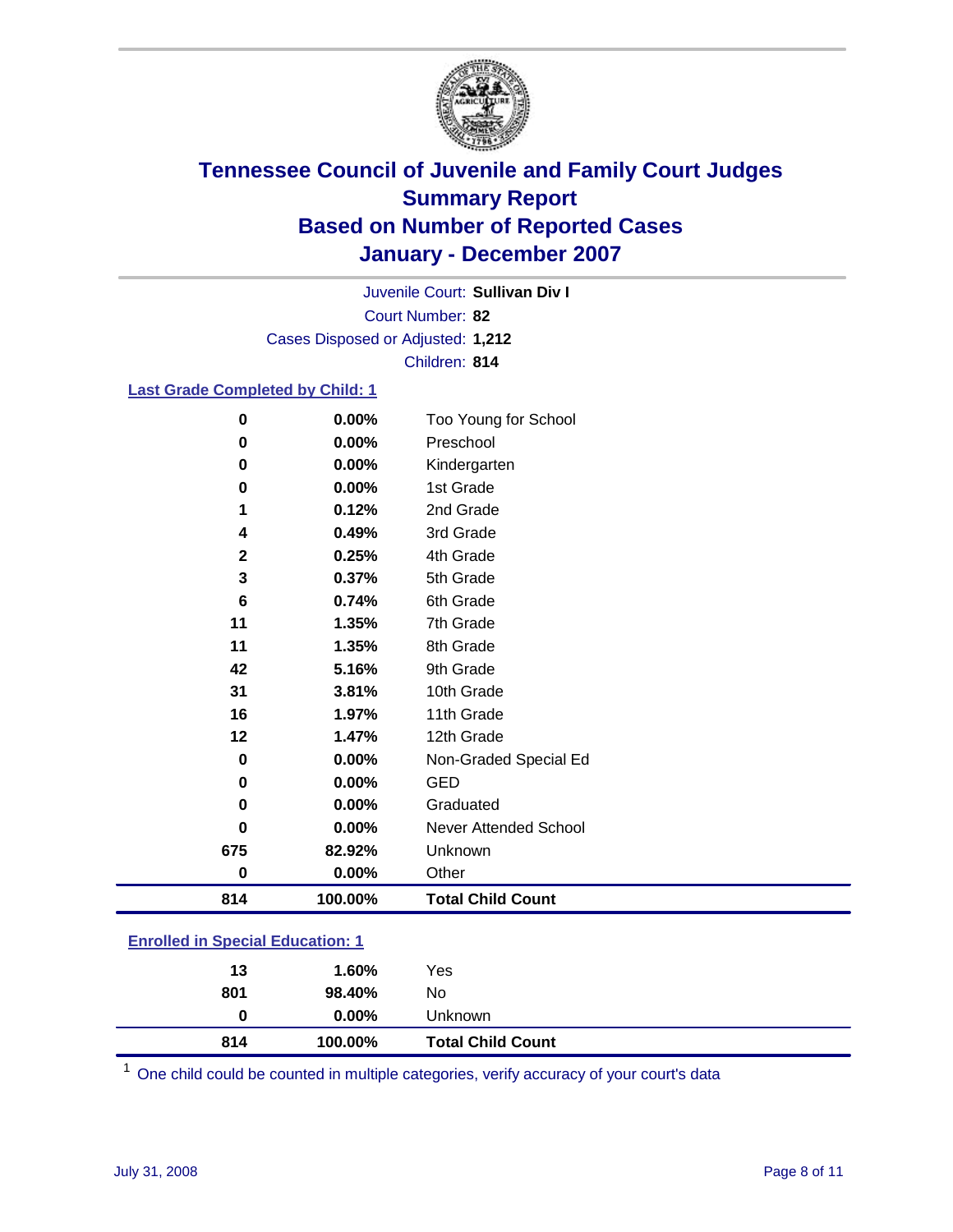# Tennessee Council of Juvenile and Family Court Judges
## Summary Report
## Based on Number of Reported Cases
## January - December 2007

Juvenile Court: **Sullivan Div I**
Court Number: **82**
Cases Disposed or Adjusted: **1,212**
Children: **814**

### Last Grade Completed by Child: 1

| Count | Percent | Category |
|---|---|---|
| 0 | 0.00% | Too Young for School |
| 0 | 0.00% | Preschool |
| 0 | 0.00% | Kindergarten |
| 0 | 0.00% | 1st Grade |
| 1 | 0.12% | 2nd Grade |
| 4 | 0.49% | 3rd Grade |
| 2 | 0.25% | 4th Grade |
| 3 | 0.37% | 5th Grade |
| 6 | 0.74% | 6th Grade |
| 11 | 1.35% | 7th Grade |
| 11 | 1.35% | 8th Grade |
| 42 | 5.16% | 9th Grade |
| 31 | 3.81% | 10th Grade |
| 16 | 1.97% | 11th Grade |
| 12 | 1.47% | 12th Grade |
| 0 | 0.00% | Non-Graded Special Ed |
| 0 | 0.00% | GED |
| 0 | 0.00% | Graduated |
| 0 | 0.00% | Never Attended School |
| 675 | 82.92% | Unknown |
| 0 | 0.00% | Other |
| **814** | **100.00%** | **Total Child Count** |

### Enrolled in Special Education: 1

| Count | Percent | Category |
|---|---|---|
| 13 | 1.60% | Yes |
| 801 | 98.40% | No |
| 0 | 0.00% | Unknown |
| **814** | **100.00%** | **Total Child Count** |

[1] One child could be counted in multiple categories, verify accuracy of your court's data

July 31, 2008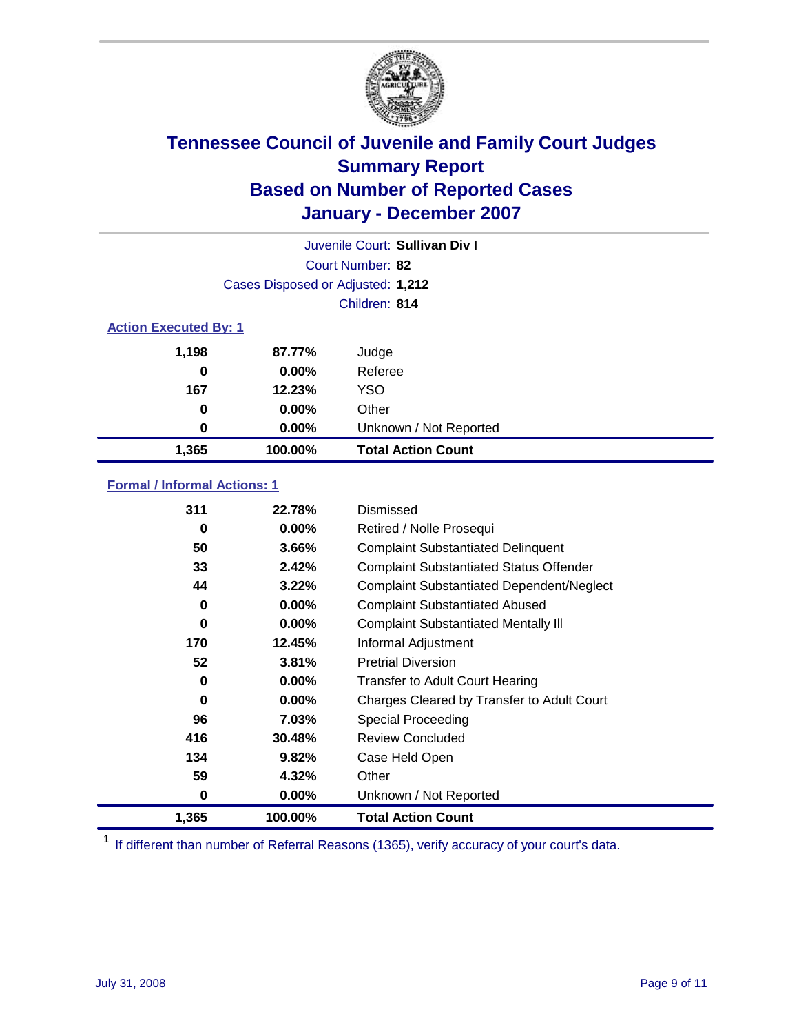# Tennessee Council of Juvenile and Family Court Judges
## Summary Report
## Based on Number of Reported Cases
## January - December 2007

| | |
|---|---|
| Juvenile Court: | **Sullivan Div I** |
| Court Number: | **82** |
| Cases Disposed or Adjusted: | **1,212** |
| Children: | **814** |

### Action Executed By: 1

| | | |
|---|---|---|
| 1,198 | 87.77% | Judge |
| 0 | 0.00% | Referee |
| 167 | 12.23% | YSO |
| 0 | 0.00% | Other |
| 0 | 0.00% | Unknown / Not Reported |
| **1,365** | **100.00%** | **Total Action Count** |

### Formal / Informal Actions: 1

| | | |
|---|---|---|
| 311 | 22.78% | Dismissed |
| 0 | 0.00% | Retired / Nolle Prosequi |
| 50 | 3.66% | Complaint Substantiated Delinquent |
| 33 | 2.42% | Complaint Substantiated Status Offender |
| 44 | 3.22% | Complaint Substantiated Dependent/Neglect |
| 0 | 0.00% | Complaint Substantiated Abused |
| 0 | 0.00% | Complaint Substantiated Mentally Ill |
| 170 | 12.45% | Informal Adjustment |
| 52 | 3.81% | Pretrial Diversion |
| 0 | 0.00% | Transfer to Adult Court Hearing |
| 0 | 0.00% | Charges Cleared by Transfer to Adult Court |
| 96 | 7.03% | Special Proceeding |
| 416 | 30.48% | Review Concluded |
| 134 | 9.82% | Case Held Open |
| 59 | 4.32% | Other |
| 0 | 0.00% | Unknown / Not Reported |
| **1,365** | **100.00%** | **Total Action Count** |

[1] If different than number of Referral Reasons (1365), verify accuracy of your court's data.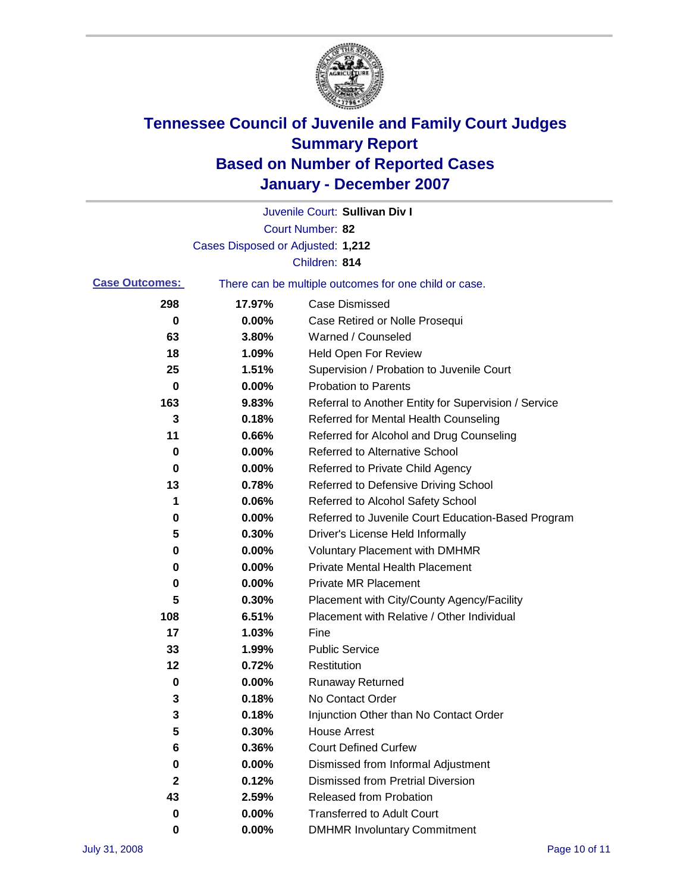# Tennessee Council of Juvenile and Family Court Judges
# Summary Report
# Based on Number of Reported Cases
# January - December 2007

Juvenile Court: **Sullivan Div I**
Court Number: **82**
Cases Disposed or Adjusted: **1,212**
Children: **814**

**Case Outcomes:** There can be multiple outcomes for one child or case.

| Count | Percent | Outcome |
|---|---|---|
| **298** | **17.97%** | Case Dismissed |
| **0** | **0.00%** | Case Retired or Nolle Prosequi |
| **63** | **3.80%** | Warned / Counseled |
| **18** | **1.09%** | Held Open For Review |
| **25** | **1.51%** | Supervision / Probation to Juvenile Court |
| **0** | **0.00%** | Probation to Parents |
| **163** | **9.83%** | Referral to Another Entity for Supervision / Service |
| **3** | **0.18%** | Referred for Mental Health Counseling |
| **11** | **0.66%** | Referred for Alcohol and Drug Counseling |
| **0** | **0.00%** | Referred to Alternative School |
| **0** | **0.00%** | Referred to Private Child Agency |
| **13** | **0.78%** | Referred to Defensive Driving School |
| **1** | **0.06%** | Referred to Alcohol Safety School |
| **0** | **0.00%** | Referred to Juvenile Court Education-Based Program |
| **5** | **0.30%** | Driver's License Held Informally |
| **0** | **0.00%** | Voluntary Placement with DMHMR |
| **0** | **0.00%** | Private Mental Health Placement |
| **0** | **0.00%** | Private MR Placement |
| **5** | **0.30%** | Placement with City/County Agency/Facility |
| **108** | **6.51%** | Placement with Relative / Other Individual |
| **17** | **1.03%** | Fine |
| **33** | **1.99%** | Public Service |
| **12** | **0.72%** | Restitution |
| **0** | **0.00%** | Runaway Returned |
| **3** | **0.18%** | No Contact Order |
| **3** | **0.18%** | Injunction Other than No Contact Order |
| **5** | **0.30%** | House Arrest |
| **6** | **0.36%** | Court Defined Curfew |
| **0** | **0.00%** | Dismissed from Informal Adjustment |
| **2** | **0.12%** | Dismissed from Pretrial Diversion |
| **43** | **2.59%** | Released from Probation |
| **0** | **0.00%** | Transferred to Adult Court |
| **0** | **0.00%** | DMHMR Involuntary Commitment |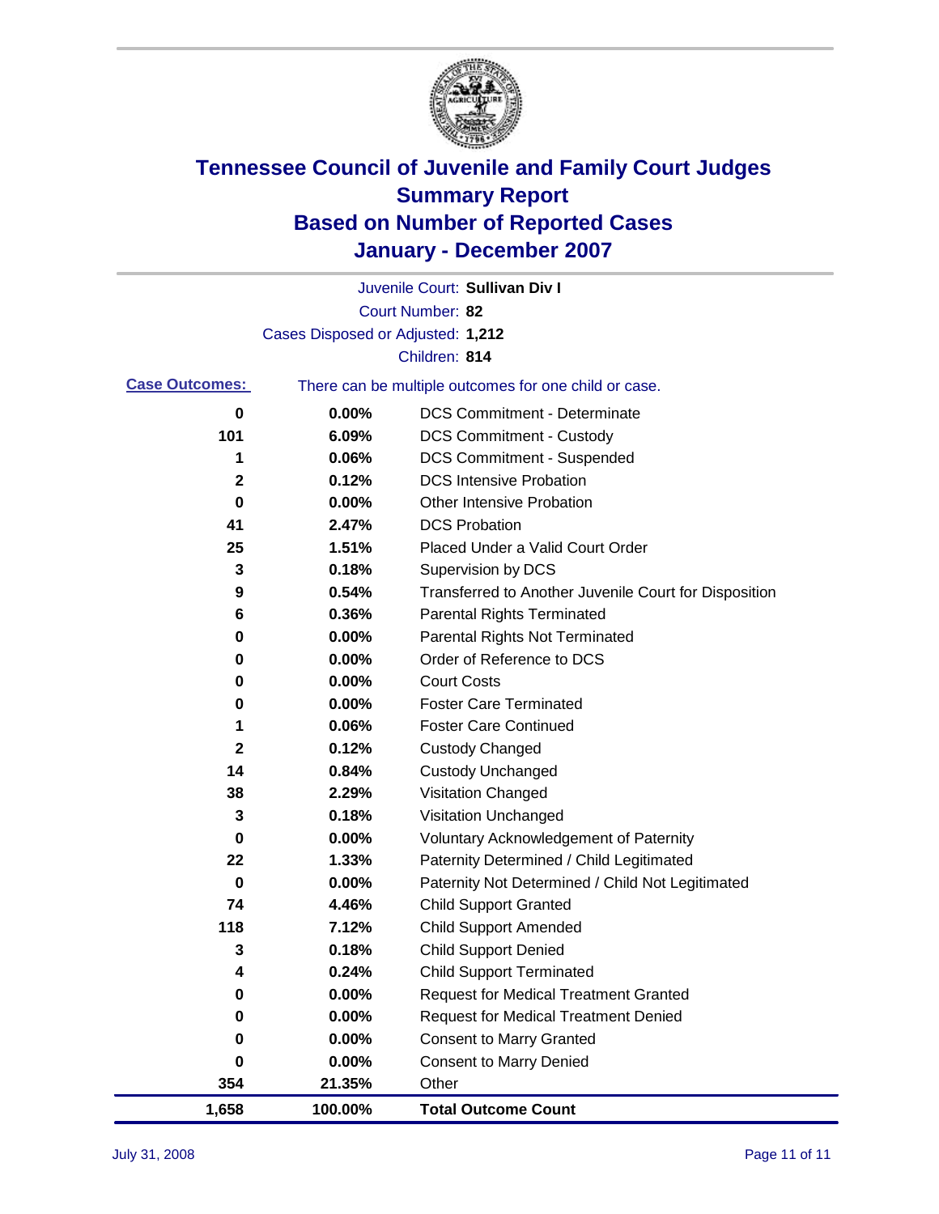# Tennessee Council of Juvenile and Family Court Judges
## Summary Report
## Based on Number of Reported Cases
## January - December 2007

Juvenile Court: **Sullivan Div I**

Court Number: **82**

Cases Disposed or Adjusted: **1,212**

Children: **814**

**Case Outcomes:** There can be multiple outcomes for one child or case.

| | | |
|---|---|---|
| 0 | 0.00% | DCS Commitment - Determinate |
| 101 | 6.09% | DCS Commitment - Custody |
| 1 | 0.06% | DCS Commitment - Suspended |
| 2 | 0.12% | DCS Intensive Probation |
| 0 | 0.00% | Other Intensive Probation |
| 41 | 2.47% | DCS Probation |
| 25 | 1.51% | Placed Under a Valid Court Order |
| 3 | 0.18% | Supervision by DCS |
| 9 | 0.54% | Transferred to Another Juvenile Court for Disposition |
| 6 | 0.36% | Parental Rights Terminated |
| 0 | 0.00% | Parental Rights Not Terminated |
| 0 | 0.00% | Order of Reference to DCS |
| 0 | 0.00% | Court Costs |
| 0 | 0.00% | Foster Care Terminated |
| 1 | 0.06% | Foster Care Continued |
| 2 | 0.12% | Custody Changed |
| 14 | 0.84% | Custody Unchanged |
| 38 | 2.29% | Visitation Changed |
| 3 | 0.18% | Visitation Unchanged |
| 0 | 0.00% | Voluntary Acknowledgement of Paternity |
| 22 | 1.33% | Paternity Determined / Child Legitimated |
| 0 | 0.00% | Paternity Not Determined / Child Not Legitimated |
| 74 | 4.46% | Child Support Granted |
| 118 | 7.12% | Child Support Amended |
| 3 | 0.18% | Child Support Denied |
| 4 | 0.24% | Child Support Terminated |
| 0 | 0.00% | Request for Medical Treatment Granted |
| 0 | 0.00% | Request for Medical Treatment Denied |
| 0 | 0.00% | Consent to Marry Granted |
| 0 | 0.00% | Consent to Marry Denied |
| 354 | 21.35% | Other |
| **1,658** | **100.00%** | **Total Outcome Count** |